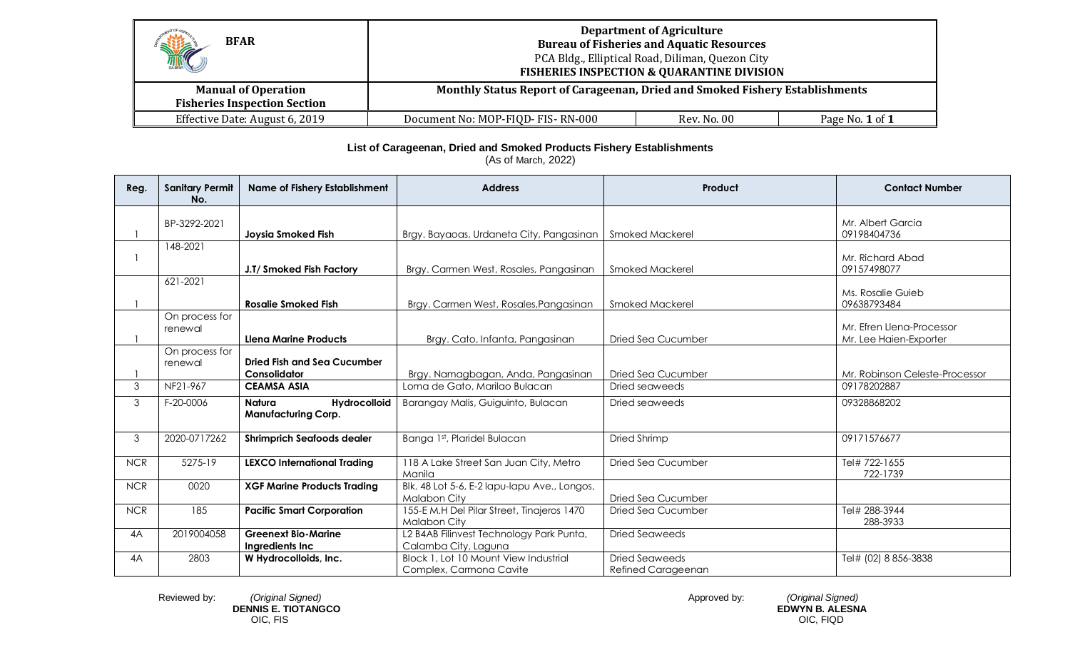| BFAR | Department of Agriculture<br>Bureau of Fisheries and Aquatic Resources<br>PCA Bldg., Elliptical Road, Diliman, Quezon City<br>FISHERIES INSPECTION & QUARANTINE DIVISION | | |
|---|---|---|---|
| Manual of Operation<br>Fisheries Inspection Section | Monthly Status Report of Carageenan, Dried and Smoked Fishery Establishments | | |
| Effective Date: August 6, 2019 | Document No: MOP-FIQD- FIS- RN-000 | Rev. No. 00 | Page No. 1 of 1 |

**List of Carageenan, Dried and Smoked Products Fishery Establishments**
(As of March, 2022)

| Reg. | Sanitary Permit No. | Name of Fishery Establishment | Address | Product | Contact Number |
|---|---|---|---|---|---|
| I | BP-3292-2021 | **Joysia Smoked Fish** | Brgy. Bayaoas, Urdaneta City, Pangasinan | Smoked Mackerel | Mr. Albert Garcia<br>09198404736 |
| I | 148-2021 | **J.T/ Smoked Fish Factory** | Brgy. Carmen West, Rosales, Pangasinan | Smoked Mackerel | Mr. Richard Abad<br>09157498077 |
| I | 621-2021 | **Rosalie Smoked Fish** | Brgy. Carmen West, Rosales,Pangasinan | Smoked Mackerel | Ms. Rosalie Guieb<br>09638793484 |
| I | On process for renewal | **Llena Marine Products** | Brgy. Cato, Infanta, Pangasinan | Dried Sea Cucumber | Mr. Efren Llena-Processor<br>Mr. Lee Haien-Exporter |
| I | On process for renewal | **Dried Fish and Sea Cucumber Consolidator** | Brgy. Namagbagan, Anda, Pangasinan | Dried Sea Cucumber | Mr. Robinson Celeste-Processor |
| 3 | NF21-967 | **CEAMSA ASIA** | Loma de Gato, Marilao Bulacan | Dried seaweeds | 09178202887 |
| 3 | F-20-0006 | **Natura Hydrocolloid Manufacturing Corp.** | Barangay Malis, Guiguinto, Bulacan | Dried seaweeds | 09328868202 |
| 3 | 2020-0717262 | **Shrimprich Seafoods dealer** | Banga 1st, Plaridel Bulacan | Dried Shrimp | 09171576677 |
| NCR | 5275-19 | **LEXCO International Trading** | 118 A Lake Street San Juan City, Metro Manila | Dried Sea Cucumber | Tel# 722-1655<br>722-1739 |
| NCR | 0020 | **XGF Marine Products Trading** | Blk. 48 Lot 5-6, E-2 lapu-lapu Ave., Longos, Malabon City | Dried Sea Cucumber | |
| NCR | 185 | **Pacific Smart Corporation** | 155-E M.H Del Pilar Street, Tinajeros 1470 Malabon City | Dried Sea Cucumber | Tel# 288-3944<br>288-3933 |
| 4A | 2019004058 | **Greenext Bio-Marine Ingredients Inc** | L2 B4AB Filinvest Technology Park Punta, Calamba City, Laguna | Dried Seaweeds | |
| 4A | 2803 | **W Hydrocolloids, Inc.** | Block 1, Lot 10 Mount View Industrial Complex, Carmona Cavite | Dried Seaweeds<br>Refined Carageenan | Tel# (02) 8 856-3838 |

Reviewed by: *(Original Signed)*
**DENNIS E. TIOTANGCO**
OIC, FIS

Approved by: *(Original Signed)*
**EDWYN B. ALESNA**
OIC, FIQD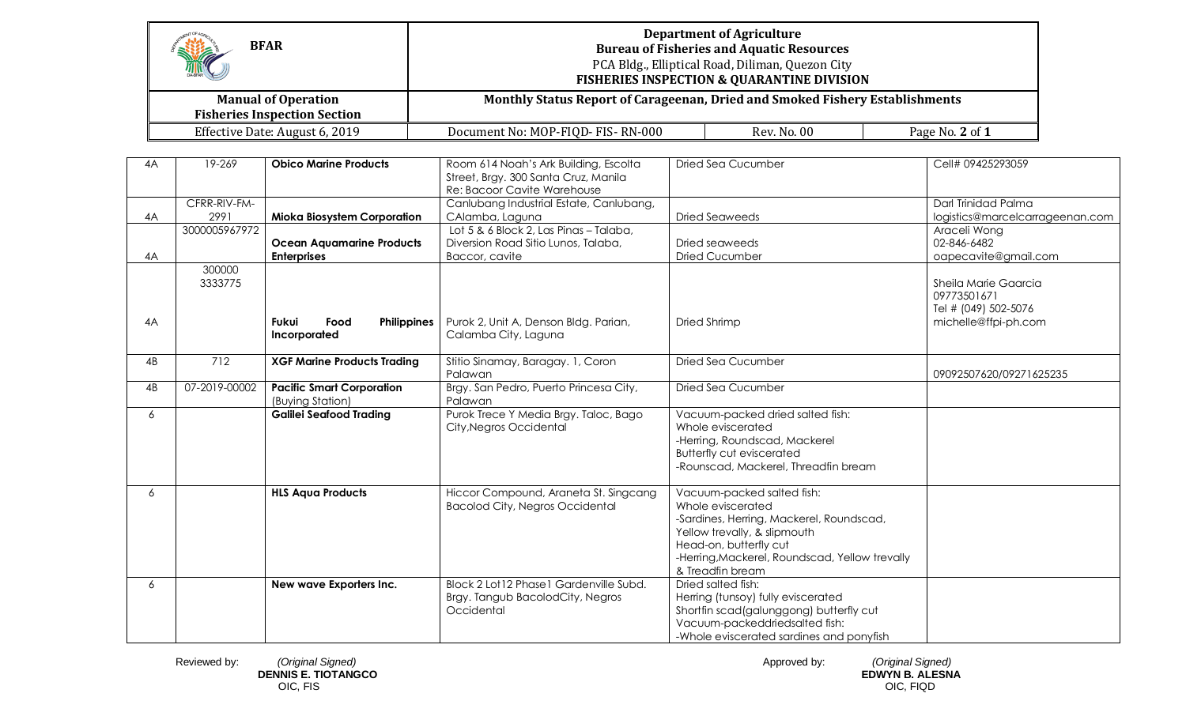| | | | | | |
|---|---|---|---|---|---|
| 4A | 19-269 | **Obico Marine Products** | Room 614 Noah's Ark Building, Escolta Street, Brgy. 300 Santa Cruz, Manila Re: Bacoor Cavite Warehouse | Dried Sea Cucumber | Cell# 09425293059 |
| 4A | CFRR-RIV-FM-2991 | **Mioka Biosystem Corporation** | Canlubang Industrial Estate, Canlubang, CAlamba, Laguna | Dried Seaweeds | Darl Trinidad Palma logistics@marcelcarrageenan.com |
| 4A | 3000005967972 | **Ocean Aquamarine Products Enterprises** | Lot 5 & 6 Block 2, Las Pinas – Talaba, Diversion Road Sitio Lunos, Talaba, Baccor, cavite | Dried seaweeds Dried Cucumber | Araceli Wong 02-846-6482 oapecavite@gmail.com |
| 4A | 300000 3333775 | **Fukui Food Philippines Incorporated** | Purok 2, Unit A, Denson Bldg. Parian, Calamba City, Laguna | Dried Shrimp | Sheila Marie Gaarcia 09773501671 Tel # (049) 502-5076 michelle@ffpi-ph.com |
| 4B | 712 | **XGF Marine Products Trading** | Stitio Sinamay, Baragay. 1, Coron Palawan | Dried Sea Cucumber | 09092507620/09271625235 |
| 4B | 07-2019-00002 | **Pacific Smart Corporation** (Buying Station) | Brgy. San Pedro, Puerto Princesa City, Palawan | Dried Sea Cucumber | |
| 6 | | **Galilei Seafood Trading** | Purok Trece Y Media Brgy. Taloc, Bago City,Negros Occidental | Vacuum-packed dried salted fish:<br>Whole eviscerated<br>-Herring, Roundscad, Mackerel<br>Butterfly cut eviscerated<br>-Rounscad, Mackerel, Threadfin bream | |
| 6 | | **HLS Aqua Products** | Hiccor Compound, Araneta St. Singcang Bacolod City, Negros Occidental | Vacuum-packed salted fish:<br>Whole eviscerated<br>-Sardines, Herring, Mackerel, Roundscad, Yellow trevally, & slipmouth<br>Head-on, butterfly cut<br>-Herring,Mackerel, Roundscad, Yellow trevally & Treadfin bream | |
| 6 | | **New wave Exporters Inc.** | Block 2 Lot12 Phase1 Gardenville Subd. Brgy. Tangub BacolodCity, Negros Occidental | Dried salted fish:<br>Herring (tunsoy) fully eviscerated<br>Shortfin scad(galunggong) butterfly cut<br>Vacuum-packeddriedsalted fish:<br>-Whole eviscerated sardines and ponyfish | |

Reviewed by: *(Original Signed)*
**DENNIS E. TIOTANGCO**
OIC, FIS

Approved by: *(Original Signed)*
**EDWYN B. ALESNA**
OIC, FIQD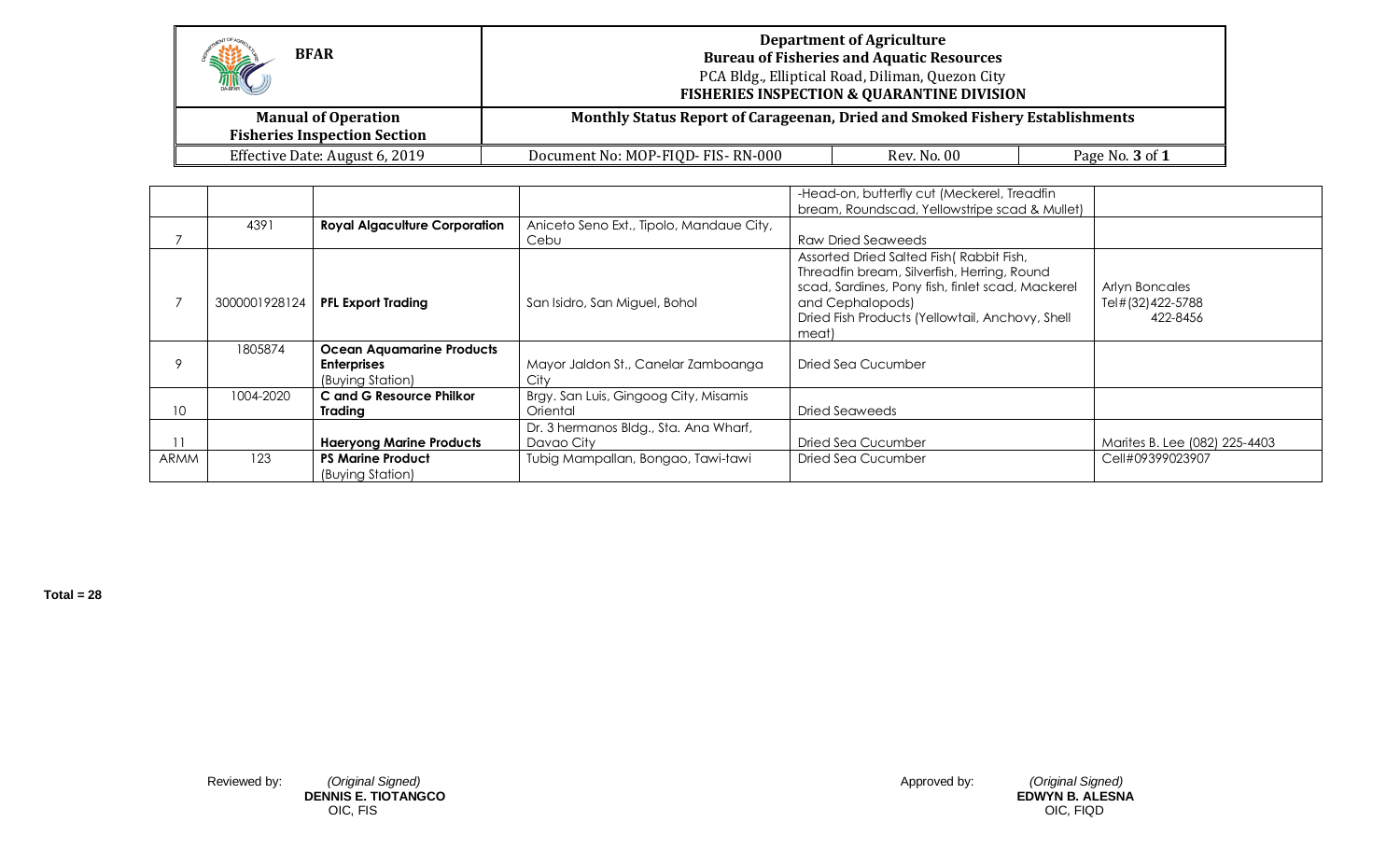| | | | | | |
|---|---|---|---|---|---|
| | | | | -Head-on, butterfly cut (Meckerel, Treadfin bream, Roundscad, Yellowstripe scad & Mullet) | |
| 7 | 4391 | **Royal Algaculture Corporation** | Aniceto Seno Ext., Tipolo, Mandaue City, Cebu | Raw Dried Seaweeds | |
| 7 | 3000001928124 | **PFL Export Trading** | San Isidro, San Miguel, Bohol | Assorted Dried Salted Fish( Rabbit Fish, Threadfin bream, Silverfish, Herring, Round scad, Sardines, Pony fish, finlet scad, Mackerel and Cephalopods)<br>Dried Fish Products (Yellowtail, Anchovy, Shell meat) | Arlyn Boncales<br>Tel#(32)422-5788<br>422-8456 |
| 9 | 1805874 | **Ocean Aquamarine Products Enterprises** (Buying Station) | Mayor Jaldon St., Canelar Zamboanga City | Dried Sea Cucumber | |
| 10 | 1004-2020 | **C and G Resource Philkor Trading** | Brgy. San Luis, Gingoog City, Misamis Oriental | Dried Seaweeds | |
| 11 | | **Haeryong Marine Products** | Dr. 3 hermanos Bldg., Sta. Ana Wharf, Davao City | Dried Sea Cucumber | Marites B. Lee (082) 225-4403 |
| ARMM | 123 | **PS Marine Product** (Buying Station) | Tubig Mampallan, Bongao, Tawi-tawi | Dried Sea Cucumber | Cell#09399023907 |

**Total = 28**

Reviewed by: *(Original Signed)*
**DENNIS E. TIOTANGCO**
OIC, FIS

Approved by: *(Original Signed)*
**EDWYN B. ALESNA**
OIC, FIQD